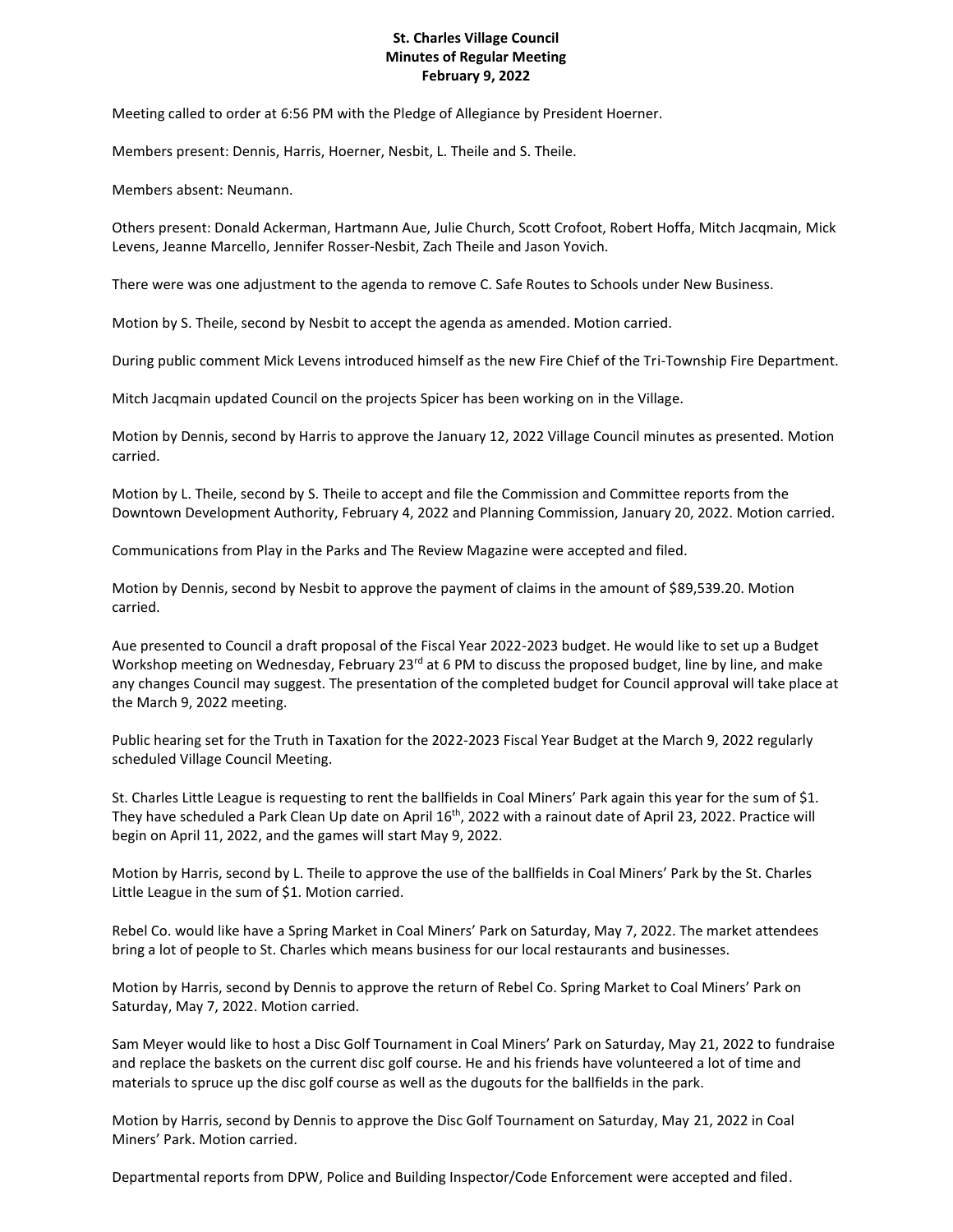**St. Charles Village Council**
**Minutes of Regular Meeting**
**February 9, 2022**

Meeting called to order at 6:56 PM with the Pledge of Allegiance by President Hoerner.

Members present: Dennis, Harris, Hoerner, Nesbit, L. Theile and S. Theile.

Members absent: Neumann.

Others present: Donald Ackerman, Hartmann Aue, Julie Church, Scott Crofoot, Robert Hoffa, Mitch Jacqmain, Mick Levens, Jeanne Marcello, Jennifer Rosser-Nesbit, Zach Theile and Jason Yovich.

There were was one adjustment to the agenda to remove C. Safe Routes to Schools under New Business.

Motion by S. Theile, second by Nesbit to accept the agenda as amended. Motion carried.

During public comment Mick Levens introduced himself as the new Fire Chief of the Tri-Township Fire Department.

Mitch Jacqmain updated Council on the projects Spicer has been working on in the Village.

Motion by Dennis, second by Harris to approve the January 12, 2022 Village Council minutes as presented. Motion carried.

Motion by L. Theile, second by S. Theile to accept and file the Commission and Committee reports from the Downtown Development Authority, February 4, 2022 and Planning Commission, January 20, 2022. Motion carried.

Communications from Play in the Parks and The Review Magazine were accepted and filed.

Motion by Dennis, second by Nesbit to approve the payment of claims in the amount of $89,539.20. Motion carried.

Aue presented to Council a draft proposal of the Fiscal Year 2022-2023 budget. He would like to set up a Budget Workshop meeting on Wednesday, February 23rd at 6 PM to discuss the proposed budget, line by line, and make any changes Council may suggest. The presentation of the completed budget for Council approval will take place at the March 9, 2022 meeting.

Public hearing set for the Truth in Taxation for the 2022-2023 Fiscal Year Budget at the March 9, 2022 regularly scheduled Village Council Meeting.

St. Charles Little League is requesting to rent the ballfields in Coal Miners' Park again this year for the sum of $1. They have scheduled a Park Clean Up date on April 16th, 2022 with a rainout date of April 23, 2022. Practice will begin on April 11, 2022, and the games will start May 9, 2022.

Motion by Harris, second by L. Theile to approve the use of the ballfields in Coal Miners' Park by the St. Charles Little League in the sum of $1. Motion carried.

Rebel Co. would like have a Spring Market in Coal Miners' Park on Saturday, May 7, 2022. The market attendees bring a lot of people to St. Charles which means business for our local restaurants and businesses.

Motion by Harris, second by Dennis to approve the return of Rebel Co. Spring Market to Coal Miners' Park on Saturday, May 7, 2022. Motion carried.

Sam Meyer would like to host a Disc Golf Tournament in Coal Miners' Park on Saturday, May 21, 2022 to fundraise and replace the baskets on the current disc golf course. He and his friends have volunteered a lot of time and materials to spruce up the disc golf course as well as the dugouts for the ballfields in the park.

Motion by Harris, second by Dennis to approve the Disc Golf Tournament on Saturday, May 21, 2022 in Coal Miners' Park. Motion carried.

Departmental reports from DPW, Police and Building Inspector/Code Enforcement were accepted and filed.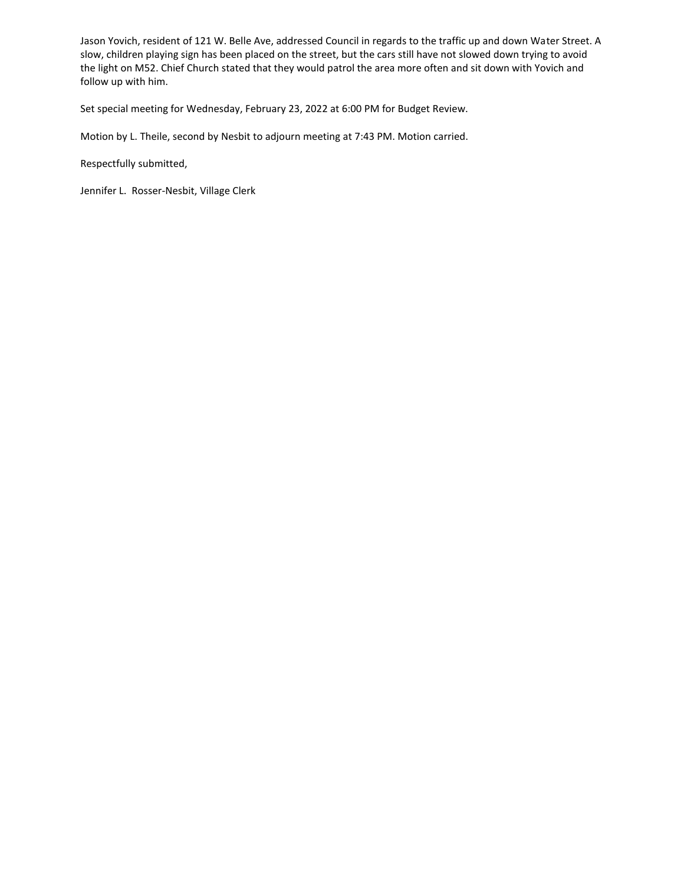Jason Yovich, resident of 121 W. Belle Ave, addressed Council in regards to the traffic up and down Water Street. A slow, children playing sign has been placed on the street, but the cars still have not slowed down trying to avoid the light on M52. Chief Church stated that they would patrol the area more often and sit down with Yovich and follow up with him.

Set special meeting for Wednesday, February 23, 2022 at 6:00 PM for Budget Review.

Motion by L. Theile, second by Nesbit to adjourn meeting at 7:43 PM. Motion carried.

Respectfully submitted,

Jennifer L. Rosser-Nesbit, Village Clerk